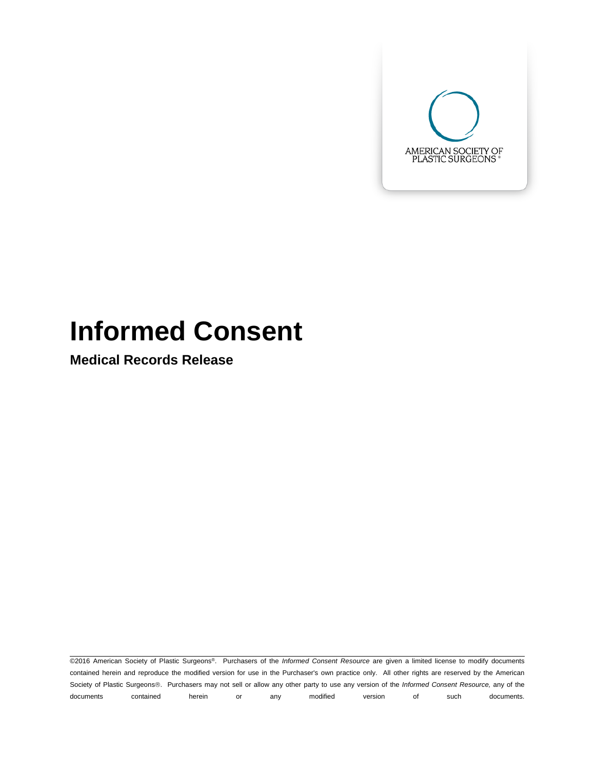AMERICAN SOCIETY OF PLASTIC SURGEONS®

# Informed Consent

## Medical Records Release

©2016 American Society of Plastic Surgeons®. Purchasers of the *Informed Consent Resource* are given a limited license to modify documents contained herein and reproduce the modified version for use in the Purchaser's own practice only. All other rights are reserved by the American Society of Plastic Surgeons®. Purchasers may not sell or allow any other party to use any version of the *Informed Consent Resource,* any of the documents contained herein or any modified version of such documents.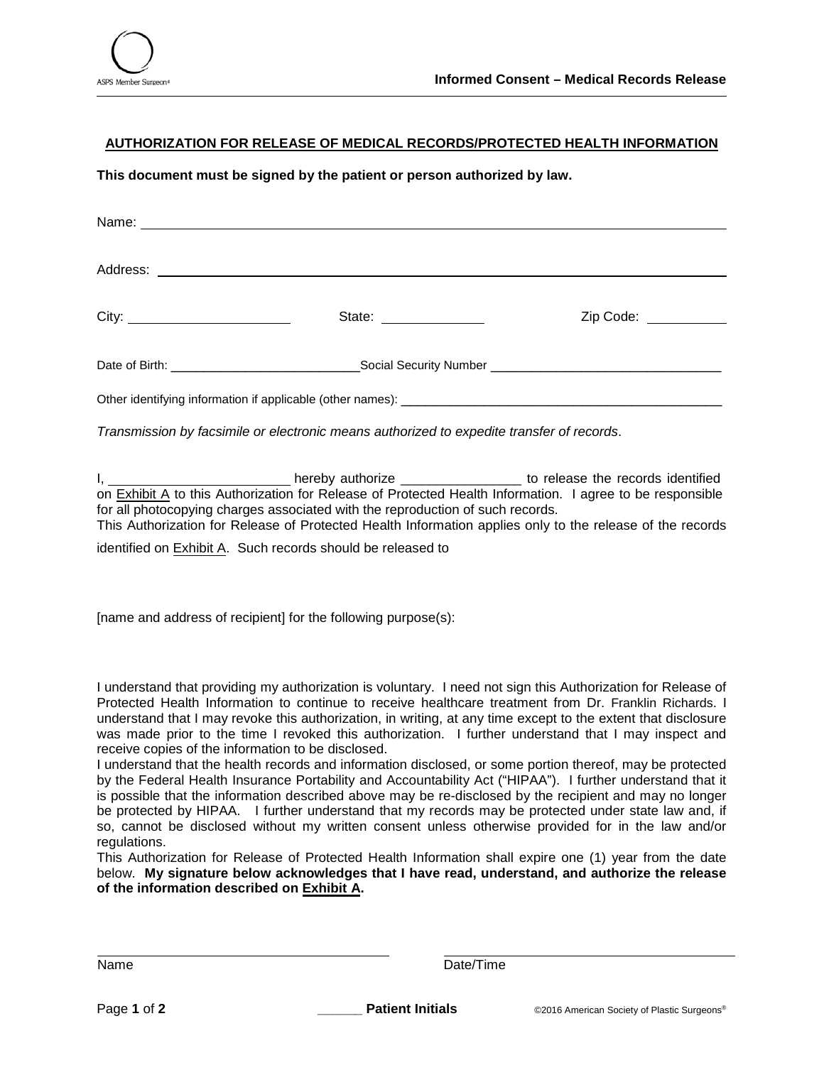## AUTHORIZATION FOR RELEASE OF MEDICAL RECORDS/PROTECTED HEALTH INFORMATION

**This document must be signed by the patient or person authorized by law.**

Name: ______________________________________________________________

Address: ____________________________________________________________

City: ____________________ State: ______________ Zip Code: ___________

Date of Birth: __________________________Social Security Number ________________________________

Other identifying information if applicable (other names): ______________________________________________

*Transmission by facsimile or electronic means authorized to expedite transfer of records*.

I, ________________________ hereby authorize ________________ to release the records identified on Exhibit A to this Authorization for Release of Protected Health Information. I agree to be responsible for all photocopying charges associated with the reproduction of such records.

This Authorization for Release of Protected Health Information applies only to the release of the records identified on Exhibit A. Such records should be released to

[name and address of recipient] for the following purpose(s):

I understand that providing my authorization is voluntary. I need not sign this Authorization for Release of Protected Health Information to continue to receive healthcare treatment from Dr. Franklin Richards. I understand that I may revoke this authorization, in writing, at any time except to the extent that disclosure was made prior to the time I revoked this authorization. I further understand that I may inspect and receive copies of the information to be disclosed.

I understand that the health records and information disclosed, or some portion thereof, may be protected by the Federal Health Insurance Portability and Accountability Act ("HIPAA"). I further understand that it is possible that the information described above may be re-disclosed by the recipient and may no longer be protected by HIPAA. I further understand that my records may be protected under state law and, if so, cannot be disclosed without my written consent unless otherwise provided for in the law and/or regulations.

This Authorization for Release of Protected Health Information shall expire one (1) year from the date below. **My signature below acknowledges that I have read, understand, and authorize the release of the information described on Exhibit A.**

______________________________________ ______________________________________

Name Date/Time

______ **Patient Initials**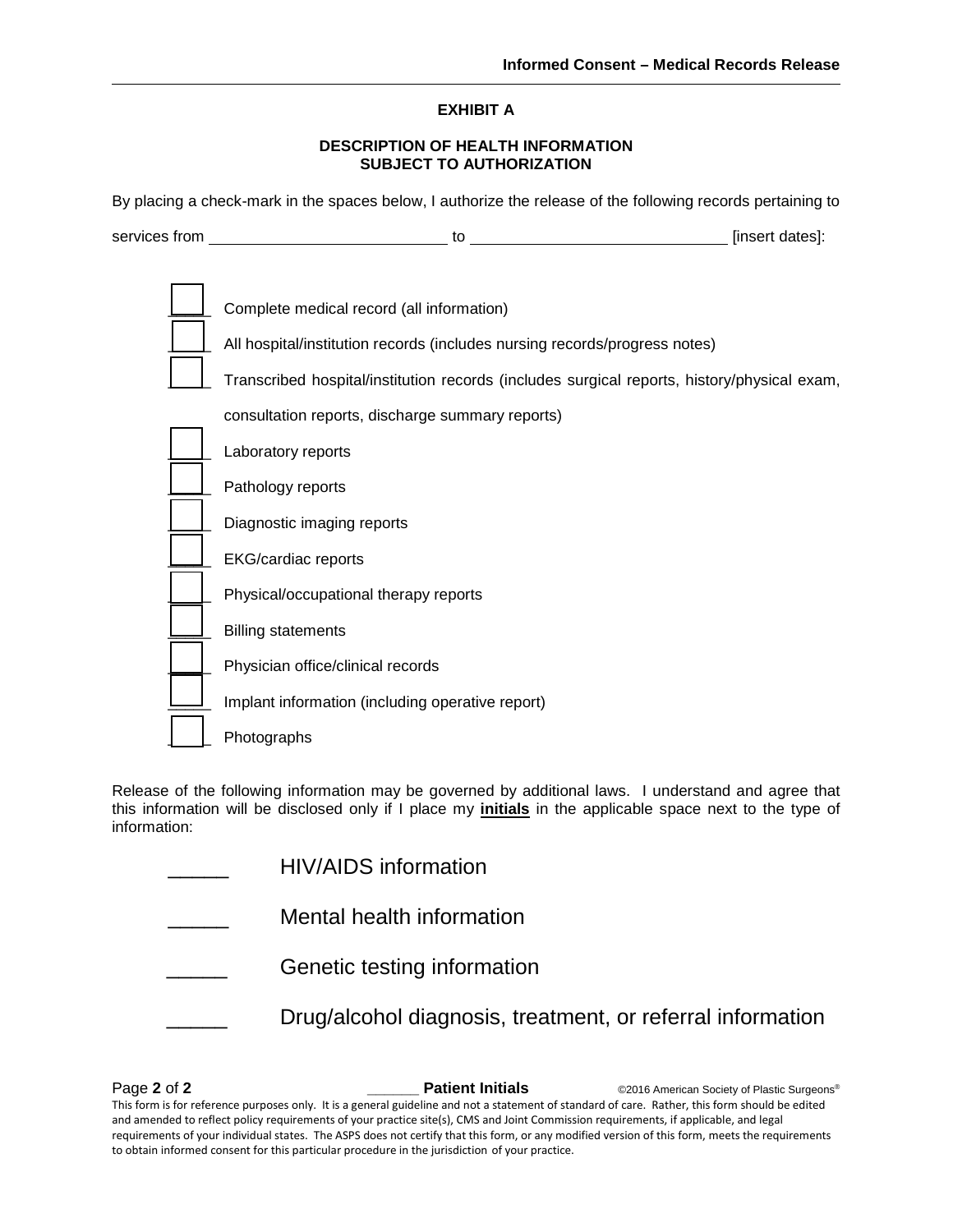## EXHIBIT A

### DESCRIPTION OF HEALTH INFORMATION SUBJECT TO AUTHORIZATION

By placing a check-mark in the spaces below, I authorize the release of the following records pertaining to services from ____________________ to ____________________ [insert dates]:

- ☐ Complete medical record (all information)
- ☐ All hospital/institution records (includes nursing records/progress notes)
- ☐ Transcribed hospital/institution records (includes surgical reports, history/physical exam, consultation reports, discharge summary reports)
- ☐ Laboratory reports
- ☐ Pathology reports
- ☐ Diagnostic imaging reports
- ☐ EKG/cardiac reports
- ☐ Physical/occupational therapy reports
- ☐ Billing statements
- ☐ Physician office/clinical records
- ☐ Implant information (including operative report)
- ☐ Photographs

Release of the following information may be governed by additional laws. I understand and agree that this information will be disclosed only if I place my **initials** in the applicable space next to the type of information:

_____ HIV/AIDS information

_____ Mental health information

_____ Genetic testing information

_____ Drug/alcohol diagnosis, treatment, or referral information

______ **Patient Initials**

©2016 American Society of Plastic Surgeons®

This form is for reference purposes only. It is a general guideline and not a statement of standard of care. Rather, this form should be edited and amended to reflect policy requirements of your practice site(s), CMS and Joint Commission requirements, if applicable, and legal requirements of your individual states. The ASPS does not certify that this form, or any modified version of this form, meets the requirements to obtain informed consent for this particular procedure in the jurisdiction of your practice.